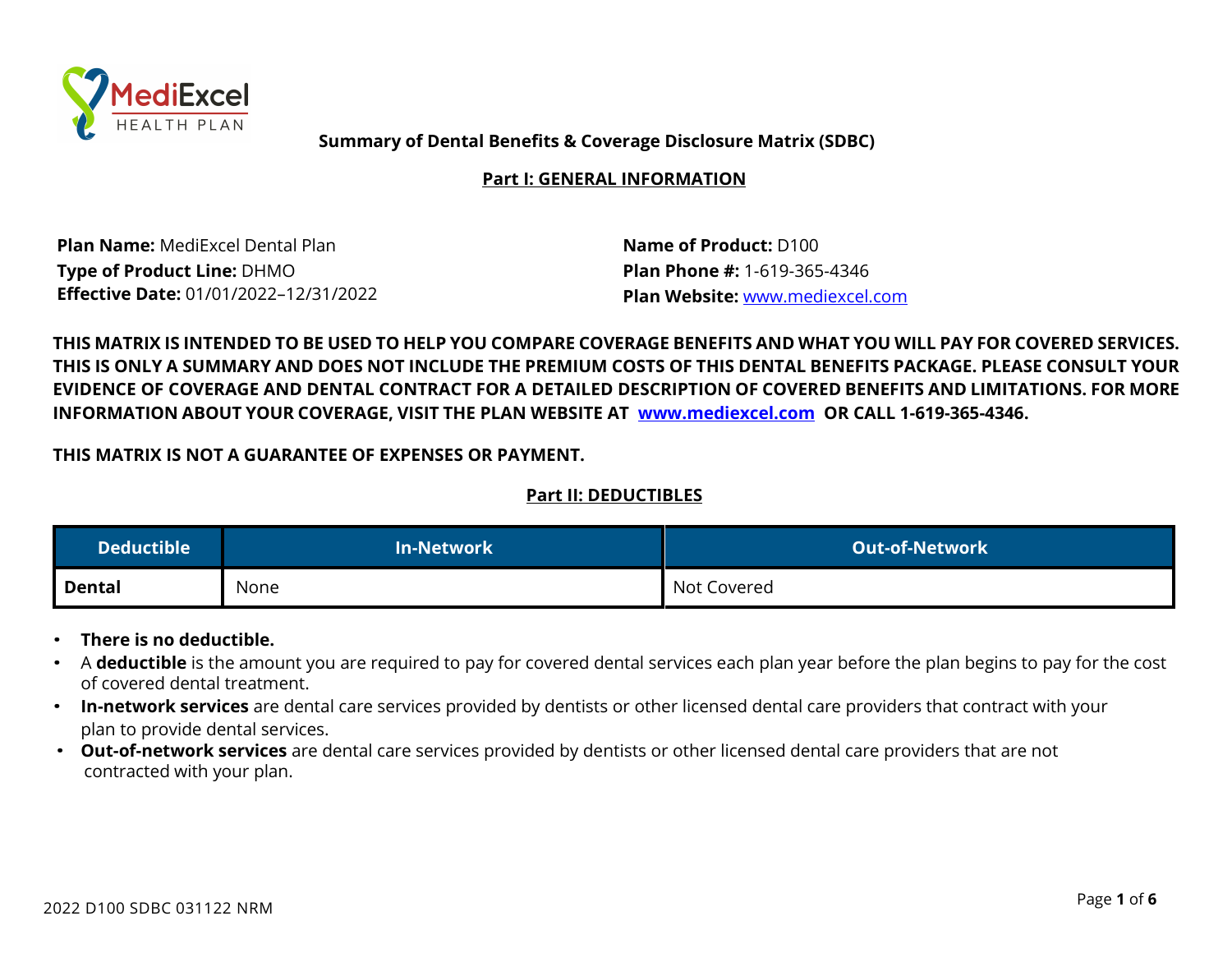# Summary of Dental Benefits & Coverage Disclosure Matrix (SDBC)

## Part I: GENERAL INFORMATION

**Plan Name:** MediExcel Dental Plan
**Type of Product Line:** DHMO
**Effective Date:** 01/01/2022–12/31/2022

**Name of Product:** D100
**Plan Phone #:** 1-619-365-4346
**Plan Website:** www.mediexcel.com

**THIS MATRIX IS INTENDED TO BE USED TO HELP YOU COMPARE COVERAGE BENEFITS AND WHAT YOU WILL PAY FOR COVERED SERVICES. THIS IS ONLY A SUMMARY AND DOES NOT INCLUDE THE PREMIUM COSTS OF THIS DENTAL BENEFITS PACKAGE. PLEASE CONSULT YOUR EVIDENCE OF COVERAGE AND DENTAL CONTRACT FOR A DETAILED DESCRIPTION OF COVERED BENEFITS AND LIMITATIONS. FOR MORE INFORMATION ABOUT YOUR COVERAGE, VISIT THE PLAN WEBSITE AT www.mediexcel.com OR CALL 1-619-365-4346.**

**THIS MATRIX IS NOT A GUARANTEE OF EXPENSES OR PAYMENT.**

## Part II: DEDUCTIBLES

| Deductible | In-Network | Out-of-Network |
|---|---|---|
| **Dental** | None | Not Covered |

- **There is no deductible.**
- A **deductible** is the amount you are required to pay for covered dental services each plan year before the plan begins to pay for the cost of covered dental treatment.
- **In-network services** are dental care services provided by dentists or other licensed dental care providers that contract with your plan to provide dental services.
- **Out-of-network services** are dental care services provided by dentists or other licensed dental care providers that are not contracted with your plan.

2022 D100 SDBC 031122 NRM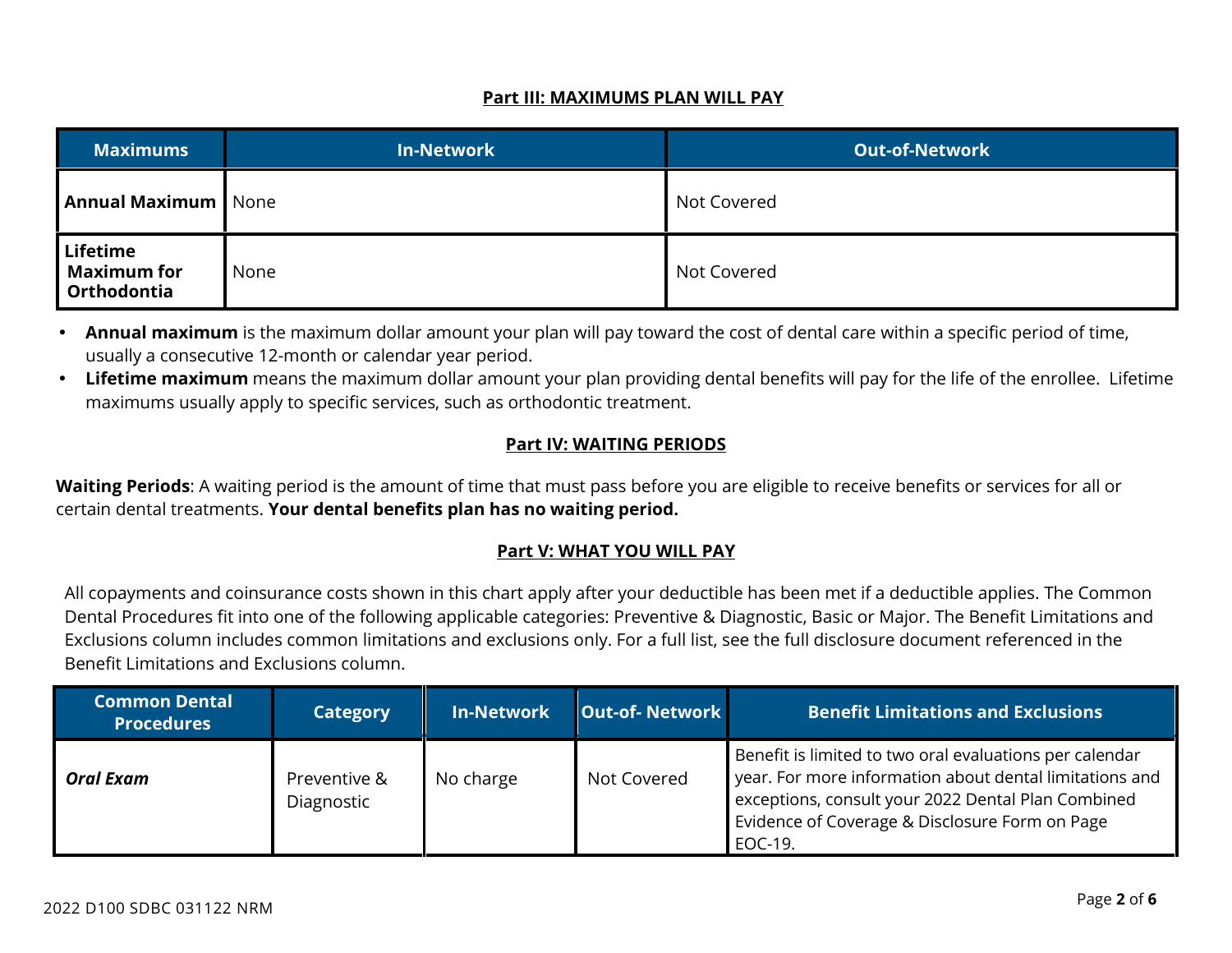## Part III: MAXIMUMS PLAN WILL PAY

| Maximums | In-Network | Out-of-Network |
|---|---|---|
| **Annual Maximum** | None | Not Covered |
| **Lifetime Maximum for Orthodontia** | None | Not Covered |

- **Annual maximum** is the maximum dollar amount your plan will pay toward the cost of dental care within a specific period of time, usually a consecutive 12-month or calendar year period.
- **Lifetime maximum** means the maximum dollar amount your plan providing dental benefits will pay for the life of the enrollee. Lifetime maximums usually apply to specific services, such as orthodontic treatment.

## Part IV: WAITING PERIODS

**Waiting Periods**: A waiting period is the amount of time that must pass before you are eligible to receive benefits or services for all or certain dental treatments. **Your dental benefits plan has no waiting period.**

## Part V: WHAT YOU WILL PAY

All copayments and coinsurance costs shown in this chart apply after your deductible has been met if a deductible applies. The Common Dental Procedures fit into one of the following applicable categories: Preventive & Diagnostic, Basic or Major. The Benefit Limitations and Exclusions column includes common limitations and exclusions only. For a full list, see the full disclosure document referenced in the Benefit Limitations and Exclusions column.

| Common Dental Procedures | Category | In-Network | Out-of- Network | Benefit Limitations and Exclusions |
|---|---|---|---|---|
| ***Oral Exam*** | Preventive & Diagnostic | No charge | Not Covered | Benefit is limited to two oral evaluations per calendar year. For more information about dental limitations and exceptions, consult your 2022 Dental Plan Combined Evidence of Coverage & Disclosure Form on Page EOC-19. |

2022 D100 SDBC 031122 NRM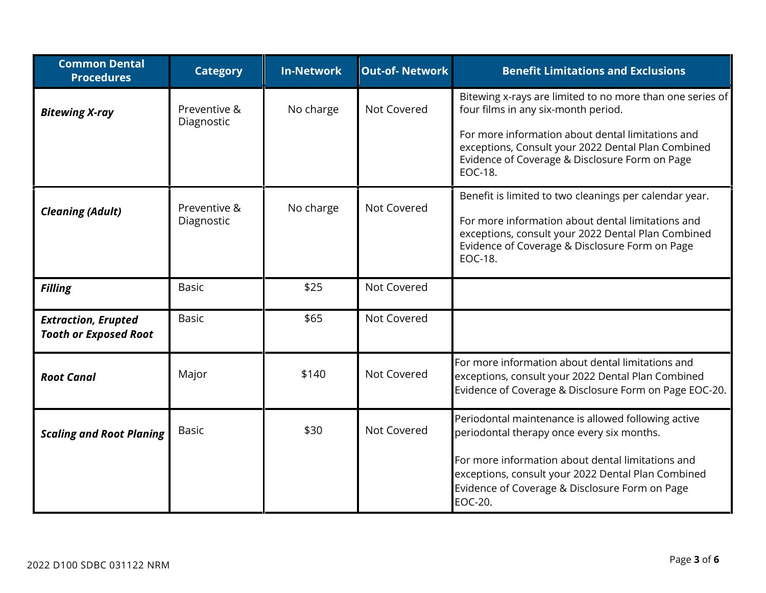| Common Dental Procedures | Category | In-Network | Out-of- Network | Benefit Limitations and Exclusions |
|---|---|---|---|---|
| ***Bitewing X-ray*** | Preventive & Diagnostic | No charge | Not Covered | Bitewing x-rays are limited to no more than one series of four films in any six-month period.<br><br>For more information about dental limitations and exceptions, Consult your 2022 Dental Plan Combined Evidence of Coverage & Disclosure Form on Page EOC-18. |
| ***Cleaning (Adult)*** | Preventive & Diagnostic | No charge | Not Covered | Benefit is limited to two cleanings per calendar year.<br><br>For more information about dental limitations and exceptions, consult your 2022 Dental Plan Combined Evidence of Coverage & Disclosure Form on Page EOC-18. |
| ***Filling*** | Basic | $25 | Not Covered | |
| ***Extraction, Erupted Tooth or Exposed Root*** | Basic | $65 | Not Covered | |
| ***Root Canal*** | Major | $140 | Not Covered | For more information about dental limitations and exceptions, consult your 2022 Dental Plan Combined Evidence of Coverage & Disclosure Form on Page EOC-20. |
| ***Scaling and Root Planing*** | Basic | $30 | Not Covered | Periodontal maintenance is allowed following active periodontal therapy once every six months.<br><br>For more information about dental limitations and exceptions, consult your 2022 Dental Plan Combined Evidence of Coverage & Disclosure Form on Page EOC-20. |

2022 D100 SDBC 031122 NRM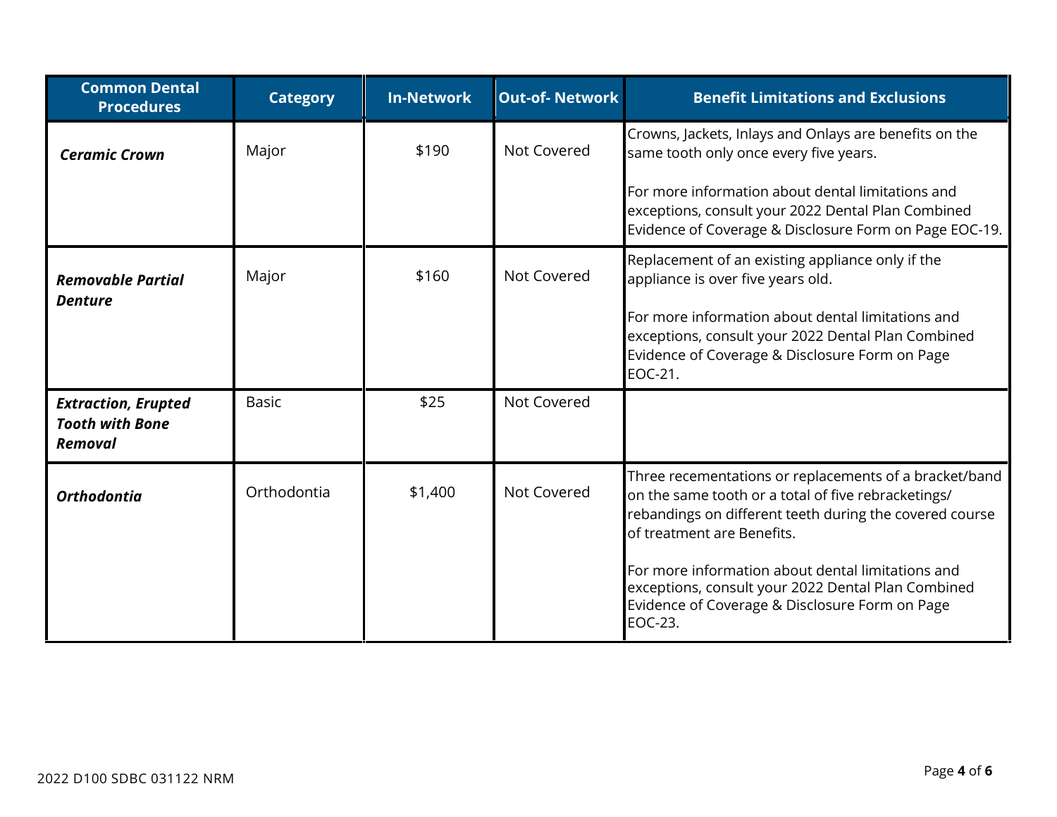| Common Dental Procedures | Category | In-Network | Out-of- Network | Benefit Limitations and Exclusions |
|---|---|---|---|---|
| ***Ceramic Crown*** | Major | $190 | Not Covered | Crowns, Jackets, Inlays and Onlays are benefits on the same tooth only once every five years.<br><br>For more information about dental limitations and exceptions, consult your 2022 Dental Plan Combined Evidence of Coverage & Disclosure Form on Page EOC-19. |
| ***Removable Partial Denture*** | Major | $160 | Not Covered | Replacement of an existing appliance only if the appliance is over five years old.<br><br>For more information about dental limitations and exceptions, consult your 2022 Dental Plan Combined Evidence of Coverage & Disclosure Form on Page EOC-21. |
| ***Extraction, Erupted Tooth with Bone Removal*** | Basic | $25 | Not Covered | |
| ***Orthodontia*** | Orthodontia | $1,400 | Not Covered | Three recementations or replacements of a bracket/band on the same tooth or a total of five rebracketings/ rebandings on different teeth during the covered course of treatment are Benefits.<br><br>For more information about dental limitations and exceptions, consult your 2022 Dental Plan Combined Evidence of Coverage & Disclosure Form on Page EOC-23. |

2022 D100 SDBC 031122 NRM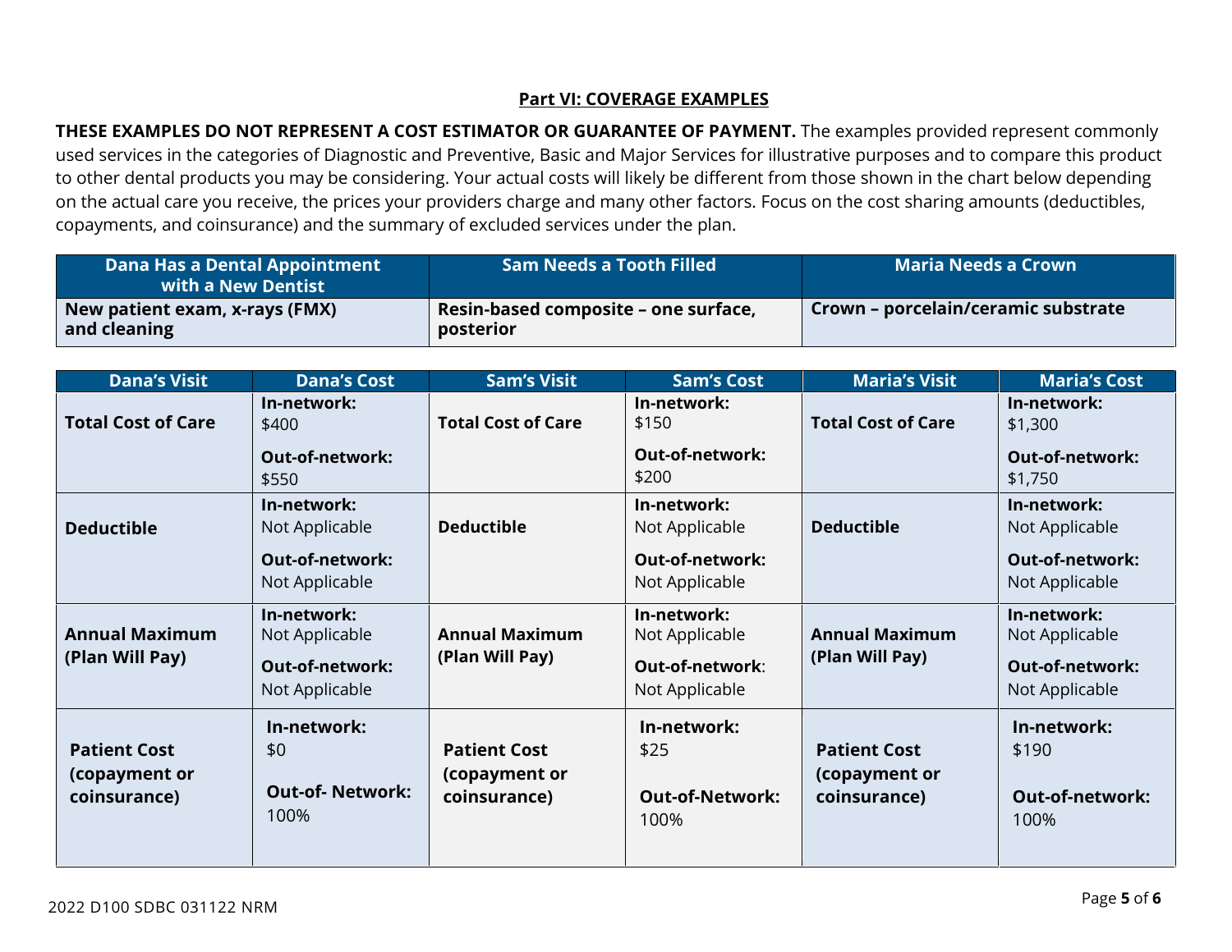## Part VI: COVERAGE EXAMPLES

**THESE EXAMPLES DO NOT REPRESENT A COST ESTIMATOR OR GUARANTEE OF PAYMENT.** The examples provided represent commonly used services in the categories of Diagnostic and Preventive, Basic and Major Services for illustrative purposes and to compare this product to other dental products you may be considering. Your actual costs will likely be different from those shown in the chart below depending on the actual care you receive, the prices your providers charge and many other factors. Focus on the cost sharing amounts (deductibles, copayments, and coinsurance) and the summary of excluded services under the plan.

| Dana Has a Dental Appointment with a New Dentist | Sam Needs a Tooth Filled | Maria Needs a Crown |
|---|---|---|
| **New patient exam, x-rays (FMX) and cleaning** | **Resin-based composite – one surface, posterior** | **Crown – porcelain/ceramic substrate** |

| Dana's Visit | Dana's Cost | Sam's Visit | Sam's Cost | Maria's Visit | Maria's Cost |
|---|---|---|---|---|---|
| **Total Cost of Care** | **In-network:** $400<br>**Out-of-network:** $550 | **Total Cost of Care** | **In-network:** $150<br>**Out-of-network:** $200 | **Total Cost of Care** | **In-network:** $1,300<br>**Out-of-network:** $1,750 |
| **Deductible** | **In-network:** Not Applicable<br>**Out-of-network:** Not Applicable | **Deductible** | **In-network:** Not Applicable<br>**Out-of-network:** Not Applicable | **Deductible** | **In-network:** Not Applicable<br>**Out-of-network:** Not Applicable |
| **Annual Maximum (Plan Will Pay)** | **In-network:** Not Applicable<br>**Out-of-network:** Not Applicable | **Annual Maximum (Plan Will Pay)** | **In-network:** Not Applicable<br>**Out-of-network:** Not Applicable | **Annual Maximum (Plan Will Pay)** | **In-network:** Not Applicable<br>**Out-of-network:** Not Applicable |
| **Patient Cost (copayment or coinsurance)** | **In-network:** $0<br>**Out-of- Network:** 100% | **Patient Cost (copayment or coinsurance)** | **In-network:** $25<br>**Out-of-Network:** 100% | **Patient Cost (copayment or coinsurance)** | **In-network:** $190<br>**Out-of-network:** 100% |

2022 D100 SDBC 031122 NRM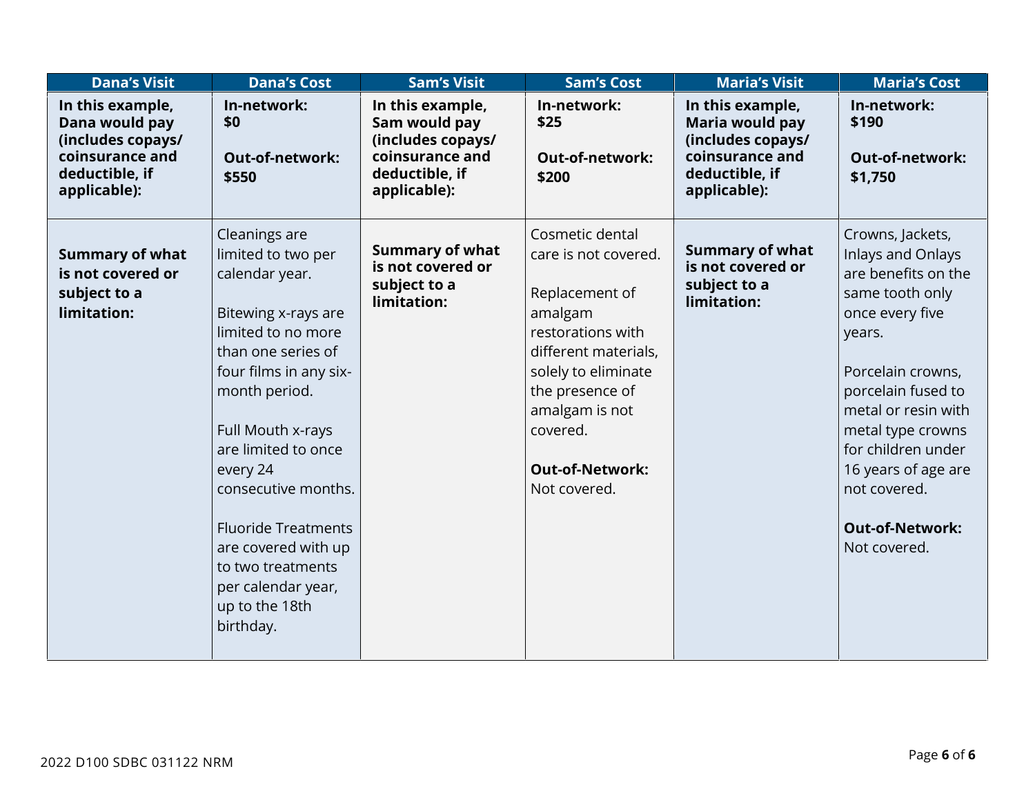| Dana's Visit | Dana's Cost | Sam's Visit | Sam's Cost | Maria's Visit | Maria's Cost |
|---|---|---|---|---|---|
| **In this example, Dana would pay (includes copays/ coinsurance and deductible, if applicable):** | **In-network: $0**<br><br>**Out-of-network: $550** | **In this example, Sam would pay (includes copays/ coinsurance and deductible, if applicable):** | **In-network: $25**<br><br>**Out-of-network: $200** | **In this example, Maria would pay (includes copays/ coinsurance and deductible, if applicable):** | **In-network: $190**<br><br>**Out-of-network: $1,750** |
| **Summary of what is not covered or subject to a limitation:** | Cleanings are limited to two per calendar year.<br><br>Bitewing x-rays are limited to no more than one series of four films in any six-month period.<br><br>Full Mouth x-rays are limited to once every 24 consecutive months.<br><br>Fluoride Treatments are covered with up to two treatments per calendar year, up to the 18th birthday. | **Summary of what is not covered or subject to a limitation:** | Cosmetic dental care is not covered.<br><br>Replacement of amalgam restorations with different materials, solely to eliminate the presence of amalgam is not covered.<br><br>**Out-of-Network:** Not covered. | **Summary of what is not covered or subject to a limitation:** | Crowns, Jackets, Inlays and Onlays are benefits on the same tooth only once every five years.<br><br>Porcelain crowns, porcelain fused to metal or resin with metal type crowns for children under 16 years of age are not covered.<br><br>**Out-of-Network:** Not covered. |

2022 D100 SDBC 031122 NRM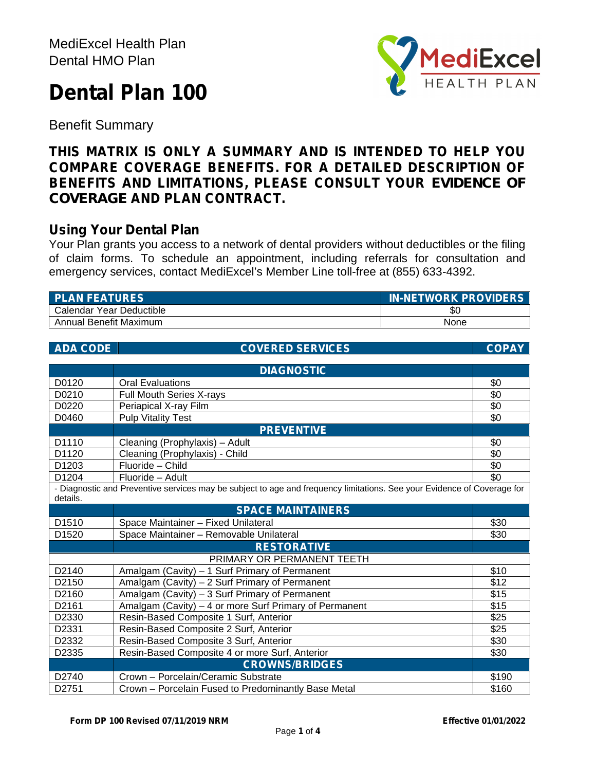MediExcel Health Plan
Dental HMO Plan

# Dental Plan 100

Benefit Summary

**THIS MATRIX IS ONLY A SUMMARY AND IS INTENDED TO HELP YOU COMPARE COVERAGE BENEFITS. FOR A DETAILED DESCRIPTION OF BENEFITS AND LIMITATIONS, PLEASE CONSULT YOUR EVIDENCE OF COVERAGE AND PLAN CONTRACT.**

## Using Your Dental Plan

Your Plan grants you access to a network of dental providers without deductibles or the filing of claim forms. To schedule an appointment, including referrals for consultation and emergency services, contact MediExcel's Member Line toll-free at (855) 633-4392.

| PLAN FEATURES | IN-NETWORK PROVIDERS |
|---|---|
| Calendar Year Deductible | $0 |
| Annual Benefit Maximum | None |

| ADA CODE | COVERED SERVICES | COPAY |
|---|---|---|
| | **DIAGNOSTIC** | |
| D0120 | Oral Evaluations | $0 |
| D0210 | Full Mouth Series X-rays | $0 |
| D0220 | Periapical X-ray Film | $0 |
| D0460 | Pulp Vitality Test | $0 |
| | **PREVENTIVE** | |
| D1110 | Cleaning (Prophylaxis) – Adult | $0 |
| D1120 | Cleaning (Prophylaxis) - Child | $0 |
| D1203 | Fluoride – Child | $0 |
| D1204 | Fluoride – Adult | $0 |
| - Diagnostic and Preventive services may be subject to age and frequency limitations. See your Evidence of Coverage for details. | | |
| | **SPACE MAINTAINERS** | |
| D1510 | Space Maintainer – Fixed Unilateral | $30 |
| D1520 | Space Maintainer – Removable Unilateral | $30 |
| | **RESTORATIVE** | |
| | PRIMARY OR PERMANENT TEETH | |
| D2140 | Amalgam (Cavity) – 1 Surf Primary of Permanent | $10 |
| D2150 | Amalgam (Cavity) – 2 Surf Primary of Permanent | $12 |
| D2160 | Amalgam (Cavity) – 3 Surf Primary of Permanent | $15 |
| D2161 | Amalgam (Cavity) – 4 or more Surf Primary of Permanent | $15 |
| D2330 | Resin-Based Composite 1 Surf, Anterior | $25 |
| D2331 | Resin-Based Composite 2 Surf, Anterior | $25 |
| D2332 | Resin-Based Composite 3 Surf, Anterior | $30 |
| D2335 | Resin-Based Composite 4 or more Surf, Anterior | $30 |
| | **CROWNS/BRIDGES** | |
| D2740 | Crown – Porcelain/Ceramic Substrate | $190 |
| D2751 | Crown – Porcelain Fused to Predominantly Base Metal | $160 |

**Form DP 100 Revised 07/11/2019 NRM** **Effective 01/01/2022**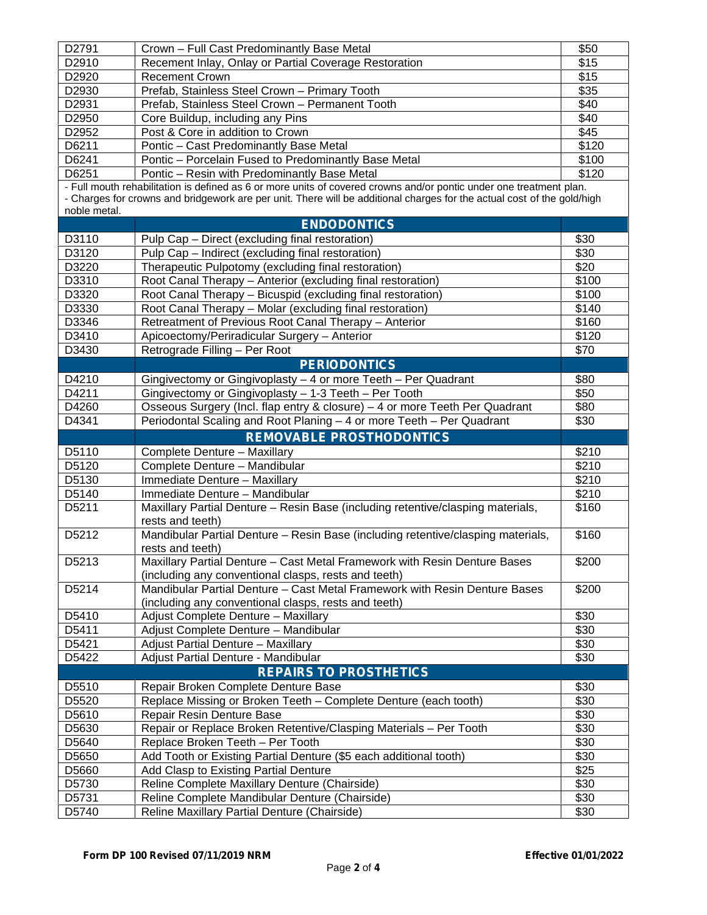| | | |
|---|---|---|
| D2791 | Crown – Full Cast Predominantly Base Metal | $50 |
| D2910 | Recement Inlay, Onlay or Partial Coverage Restoration | $15 |
| D2920 | Recement Crown | $15 |
| D2930 | Prefab, Stainless Steel Crown – Primary Tooth | $35 |
| D2931 | Prefab, Stainless Steel Crown – Permanent Tooth | $40 |
| D2950 | Core Buildup, including any Pins | $40 |
| D2952 | Post & Core in addition to Crown | $45 |
| D6211 | Pontic – Cast Predominantly Base Metal | $120 |
| D6241 | Pontic – Porcelain Fused to Predominantly Base Metal | $100 |
| D6251 | Pontic – Resin with Predominantly Base Metal | $120 |
| - Full mouth rehabilitation is defined as 6 or more units of covered crowns and/or pontic under one treatment plan. - Charges for crowns and bridgework are per unit. There will be additional charges for the actual cost of the gold/high noble metal. | | |
| | **ENDODONTICS** | |
| D3110 | Pulp Cap – Direct (excluding final restoration) | $30 |
| D3120 | Pulp Cap – Indirect (excluding final restoration) | $30 |
| D3220 | Therapeutic Pulpotomy (excluding final restoration) | $20 |
| D3310 | Root Canal Therapy – Anterior (excluding final restoration) | $100 |
| D3320 | Root Canal Therapy – Bicuspid (excluding final restoration) | $100 |
| D3330 | Root Canal Therapy – Molar (excluding final restoration) | $140 |
| D3346 | Retreatment of Previous Root Canal Therapy – Anterior | $160 |
| D3410 | Apicoectomy/Periradicular Surgery – Anterior | $120 |
| D3430 | Retrograde Filling – Per Root | $70 |
| | **PERIODONTICS** | |
| D4210 | Gingivectomy or Gingivoplasty – 4 or more Teeth – Per Quadrant | $80 |
| D4211 | Gingivectomy or Gingivoplasty – 1-3 Teeth – Per Tooth | $50 |
| D4260 | Osseous Surgery (Incl. flap entry & closure) – 4 or more Teeth Per Quadrant | $80 |
| D4341 | Periodontal Scaling and Root Planing – 4 or more Teeth – Per Quadrant | $30 |
| | **REMOVABLE PROSTHODONTICS** | |
| D5110 | Complete Denture – Maxillary | $210 |
| D5120 | Complete Denture – Mandibular | $210 |
| D5130 | Immediate Denture – Maxillary | $210 |
| D5140 | Immediate Denture – Mandibular | $210 |
| D5211 | Maxillary Partial Denture – Resin Base (including retentive/clasping materials, rests and teeth) | $160 |
| D5212 | Mandibular Partial Denture – Resin Base (including retentive/clasping materials, rests and teeth) | $160 |
| D5213 | Maxillary Partial Denture – Cast Metal Framework with Resin Denture Bases (including any conventional clasps, rests and teeth) | $200 |
| D5214 | Mandibular Partial Denture – Cast Metal Framework with Resin Denture Bases (including any conventional clasps, rests and teeth) | $200 |
| D5410 | Adjust Complete Denture – Maxillary | $30 |
| D5411 | Adjust Complete Denture – Mandibular | $30 |
| D5421 | Adjust Partial Denture – Maxillary | $30 |
| D5422 | Adjust Partial Denture - Mandibular | $30 |
| | **REPAIRS TO PROSTHETICS** | |
| D5510 | Repair Broken Complete Denture Base | $30 |
| D5520 | Replace Missing or Broken Teeth – Complete Denture (each tooth) | $30 |
| D5610 | Repair Resin Denture Base | $30 |
| D5630 | Repair or Replace Broken Retentive/Clasping Materials – Per Tooth | $30 |
| D5640 | Replace Broken Teeth – Per Tooth | $30 |
| D5650 | Add Tooth or Existing Partial Denture ($5 each additional tooth) | $30 |
| D5660 | Add Clasp to Existing Partial Denture | $25 |
| D5730 | Reline Complete Maxillary Denture (Chairside) | $30 |
| D5731 | Reline Complete Mandibular Denture (Chairside) | $30 |
| D5740 | Reline Maxillary Partial Denture (Chairside) | $30 |

**Form DP 100 Revised 07/11/2019 NRM** **Effective 01/01/2022**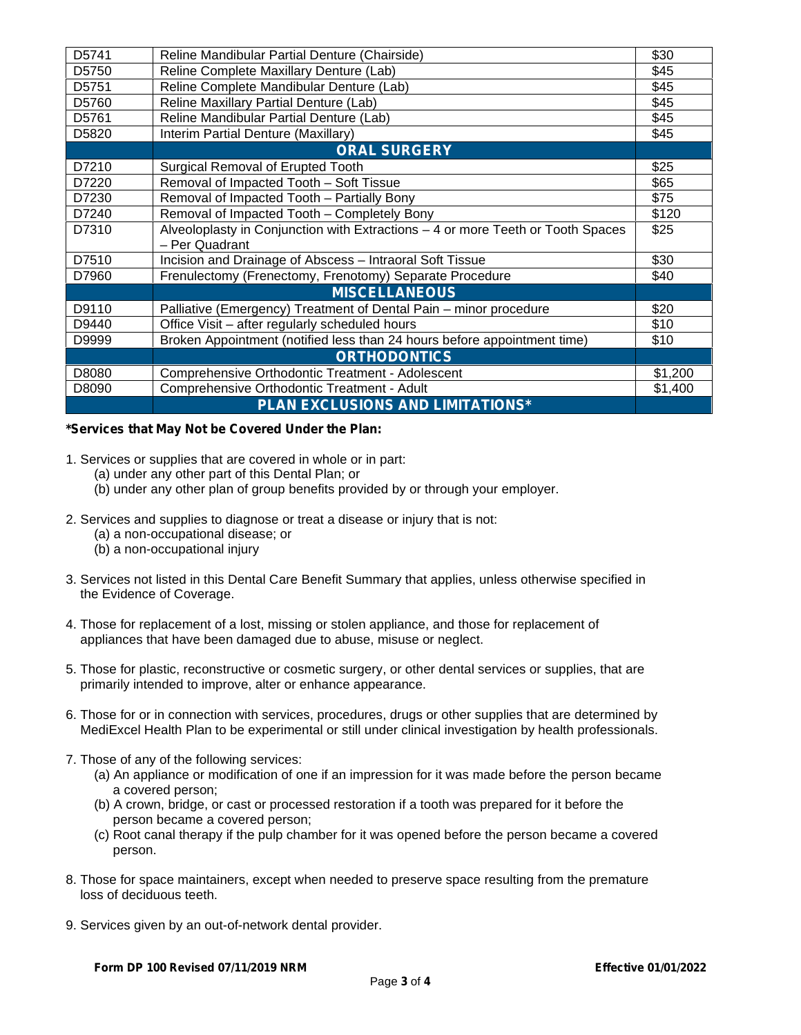| | | |
|---|---|---|
| D5741 | Reline Mandibular Partial Denture (Chairside) | $30 |
| D5750 | Reline Complete Maxillary Denture (Lab) | $45 |
| D5751 | Reline Complete Mandibular Denture (Lab) | $45 |
| D5760 | Reline Maxillary Partial Denture (Lab) | $45 |
| D5761 | Reline Mandibular Partial Denture (Lab) | $45 |
| D5820 | Interim Partial Denture (Maxillary) | $45 |
| | **ORAL SURGERY** | |
| D7210 | Surgical Removal of Erupted Tooth | $25 |
| D7220 | Removal of Impacted Tooth – Soft Tissue | $65 |
| D7230 | Removal of Impacted Tooth – Partially Bony | $75 |
| D7240 | Removal of Impacted Tooth – Completely Bony | $120 |
| D7310 | Alveoloplasty in Conjunction with Extractions – 4 or more Teeth or Tooth Spaces – Per Quadrant | $25 |
| D7510 | Incision and Drainage of Abscess – Intraoral Soft Tissue | $30 |
| D7960 | Frenulectomy (Frenectomy, Frenotomy) Separate Procedure | $40 |
| | **MISCELLANEOUS** | |
| D9110 | Palliative (Emergency) Treatment of Dental Pain – minor procedure | $20 |
| D9440 | Office Visit – after regularly scheduled hours | $10 |
| D9999 | Broken Appointment (notified less than 24 hours before appointment time) | $10 |
| | **ORTHODONTICS** | |
| D8080 | Comprehensive Orthodontic Treatment - Adolescent | $1,200 |
| D8090 | Comprehensive Orthodontic Treatment - Adult | $1,400 |
| | **PLAN EXCLUSIONS AND LIMITATIONS*** | |

***Services that May Not be Covered Under the Plan:**

1. Services or supplies that are covered in whole or in part:
   (a) under any other part of this Dental Plan; or
   (b) under any other plan of group benefits provided by or through your employer.

2. Services and supplies to diagnose or treat a disease or injury that is not:
   (a) a non-occupational disease; or
   (b) a non-occupational injury

3. Services not listed in this Dental Care Benefit Summary that applies, unless otherwise specified in the Evidence of Coverage.

4. Those for replacement of a lost, missing or stolen appliance, and those for replacement of appliances that have been damaged due to abuse, misuse or neglect.

5. Those for plastic, reconstructive or cosmetic surgery, or other dental services or supplies, that are primarily intended to improve, alter or enhance appearance.

6. Those for or in connection with services, procedures, drugs or other supplies that are determined by MediExcel Health Plan to be experimental or still under clinical investigation by health professionals.

7. Those of any of the following services:
   (a) An appliance or modification of one if an impression for it was made before the person became a covered person;
   (b) A crown, bridge, or cast or processed restoration if a tooth was prepared for it before the person became a covered person;
   (c) Root canal therapy if the pulp chamber for it was opened before the person became a covered person.

8. Those for space maintainers, except when needed to preserve space resulting from the premature loss of deciduous teeth.

9. Services given by an out-of-network dental provider.

**Form DP 100 Revised 07/11/2019 NRM** **Effective 01/01/2022**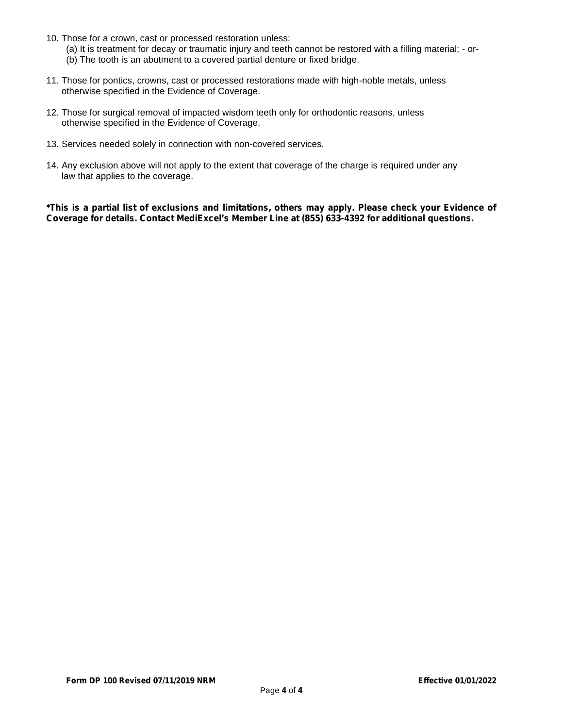10. Those for a crown, cast or processed restoration unless:
    (a) It is treatment for decay or traumatic injury and teeth cannot be restored with a filling material; - or-
    (b) The tooth is an abutment to a covered partial denture or fixed bridge.

11. Those for pontics, crowns, cast or processed restorations made with high-noble metals, unless otherwise specified in the Evidence of Coverage.

12. Those for surgical removal of impacted wisdom teeth only for orthodontic reasons, unless otherwise specified in the Evidence of Coverage.

13. Services needed solely in connection with non-covered services.

14. Any exclusion above will not apply to the extent that coverage of the charge is required under any law that applies to the coverage.

**\*This is a partial list of exclusions and limitations, others may apply. Please check your Evidence of Coverage for details. Contact MediExcel's Member Line at (855) 633-4392 for additional questions.**

**Form DP 100 Revised 07/11/2019 NRM** **Effective 01/01/2022**